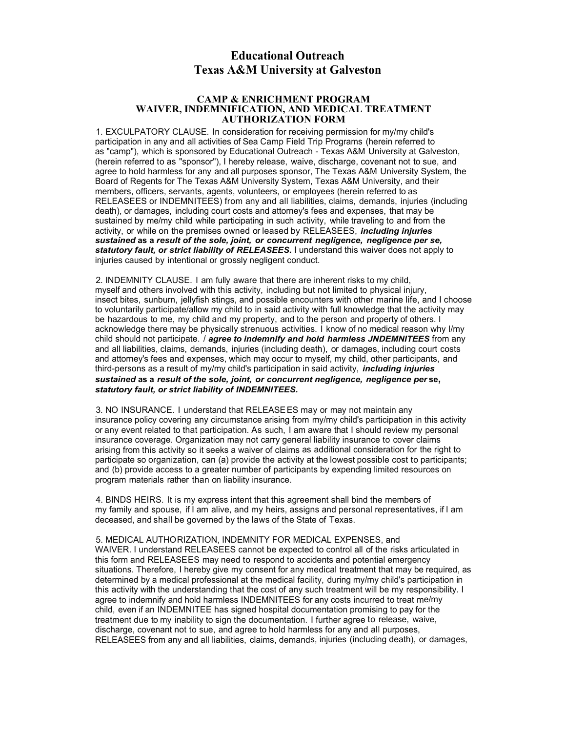# Educational Outreach
# Texas A&M University at Galveston

### CAMP & ENRICHMENT PROGRAM
### WAIVER, INDEMNIFICATION, AND MEDICAL TREATMENT AUTHORIZATION FORM

1. EXCULPATORY CLAUSE. In consideration for receiving permission for my/my child's participation in any and all activities of Sea Camp Field Trip Programs (herein referred to as "camp"), which is sponsored by Educational Outreach - Texas A&M University at Galveston, (herein referred to as "sponsor"), I hereby release, waive, discharge, covenant not to sue, and agree to hold harmless for any and all purposes sponsor, The Texas A&M University System, the Board of Regents for The Texas A&M University System, Texas A&M University, and their members, officers, servants, agents, volunteers, or employees (herein referred to as RELEASEES or INDEMNITEES) from any and all liabilities, claims, demands, injuries (including death), or damages, including court costs and attorney's fees and expenses, that may be sustained by me/my child while participating in such activity, while traveling to and from the activity, or while on the premises owned or leased by RELEASEES, ***including injuries sustained* as a *result of the sole, joint, or concurrent negligence, negligence per se, statutory fault, or strict liability of RELEASEES.*** I understand this waiver does not apply to injuries caused by intentional or grossly negligent conduct.

2. INDEMNITY CLAUSE. I am fully aware that there are inherent risks to my child, myself and others involved with this activity, including but not limited to physical injury, insect bites, sunburn, jellyfish stings, and possible encounters with other marine life, and I choose to voluntarily participate/allow my child to in said activity with full knowledge that the activity may be hazardous to me, my child and my property, and to the person and property of others. I acknowledge there may be physically strenuous activities. I know of no medical reason why I/my child should not participate. / ***agree to indemnify and hold harmless JNDEMNITEES*** from any and all liabilities, claims, demands, injuries (including death), or damages, including court costs and attorney's fees and expenses, which may occur to myself, my child, other participants, and third-persons as a result of my/my child's participation in said activity, ***including injuries sustained* as a *result of the sole, joint, or concurrent negligence, negligence per* se, *statutory fault, or strict liability of INDEMNITEES.***

3. NO INSURANCE. I understand that RELEASEES may or may not maintain any insurance policy covering any circumstance arising from my/my child's participation in this activity or any event related to that participation. As such, I am aware that I should review my personal insurance coverage. Organization may not carry general liability insurance to cover claims arising from this activity so it seeks a waiver of claims as additional consideration for the right to participate so organization, can (a) provide the activity at the lowest possible cost to participants; and (b) provide access to a greater number of participants by expending limited resources on program materials rather than on liability insurance.

4. BINDS HEIRS. It is my express intent that this agreement shall bind the members of my family and spouse, if I am alive, and my heirs, assigns and personal representatives, if I am deceased, and shall be governed by the laws of the State of Texas.

5. MEDICAL AUTHORIZATION, INDEMNITY FOR MEDICAL EXPENSES, and WAIVER. I understand RELEASEES cannot be expected to control all of the risks articulated in this form and RELEASEES may need to respond to accidents and potential emergency situations. Therefore, I hereby give my consent for any medical treatment that may be required, as determined by a medical professional at the medical facility, during my/my child's participation in this activity with the understanding that the cost of any such treatment will be my responsibility. I agree to indemnify and hold harmless INDEMNITEES for any costs incurred to treat me/my child, even if an INDEMNITEE has signed hospital documentation promising to pay for the treatment due to my inability to sign the documentation. I further agree to release, waive, discharge, covenant not to sue, and agree to hold harmless for any and all purposes, RELEASEES from any and all liabilities, claims, demands, injuries (including death), or damages,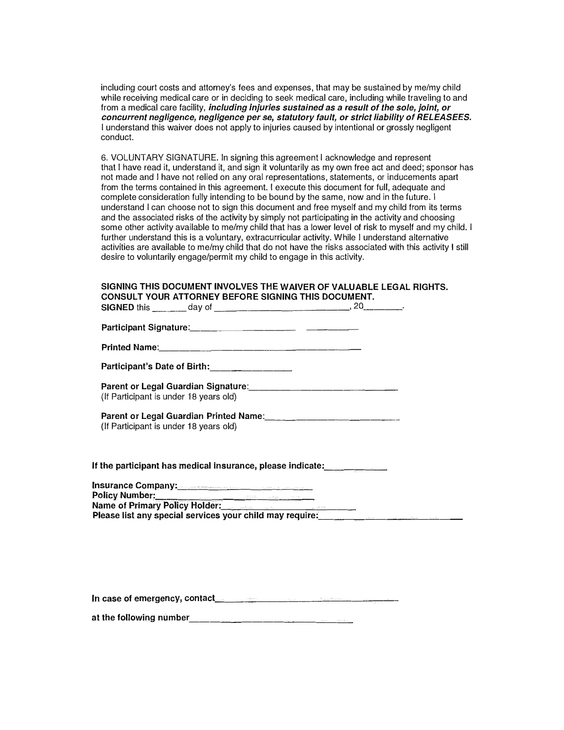including court costs and attorney's fees and expenses, that may be sustained by me/my child while receiving medical care or in deciding to seek medical care, including while traveling to and from a medical care facility, ***including injuries sustained as a result of the sole, joint, or concurrent negligence, negligence per se, statutory fault, or strict liability of RELEASEES.*** I understand this waiver does not apply to injuries caused by intentional or grossly negligent conduct.

6. VOLUNTARY SIGNATURE. In signing this agreement I acknowledge and represent that I have read it, understand it, and sign it voluntarily as my own free act and deed; sponsor has not made and I have not relied on any oral representations, statements, or inducements apart from the terms contained in this agreement. I execute this document for full, adequate and complete consideration fully intending to be bound by the same, now and in the future. I understand I can choose not to sign this document and free myself and my child from its terms and the associated risks of the activity by simply not participating in the activity and choosing some other activity available to me/my child that has a lower level of risk to myself and my child. I further understand this is a voluntary, extracurricular activity. While I understand alternative activities are available to me/my child that do not have the risks associated with this activity I still desire to voluntarily engage/permit my child to engage in this activity.

**SIGNING THIS DOCUMENT INVOLVES THE WAIVER OF VALUABLE LEGAL RIGHTS. CONSULT YOUR ATTORNEY BEFORE SIGNING THIS DOCUMENT.**

**SIGNED** this _______ day of ____________________________, 20________.

**Participant Signature:**______________________ __________

**Printed Name:**__________________________________________

**Participant's Date of Birth:**________________

**Parent or Legal Guardian Signature:**______________________________
(If Participant is under 18 years old)

**Parent or Legal Guardian Printed Name:**___________________________
(If Participant is under 18 years old)

**If the participant has medical insurance, please indicate:**____________

**Insurance Company:**___________________________
**Policy Number:**______________________________
**Name of Primary Policy Holder:**_____________________
**Please list any special services your child may require:**_______________________________

**In case of emergency, contact**_________________________________________

**at the following number**_________________________________